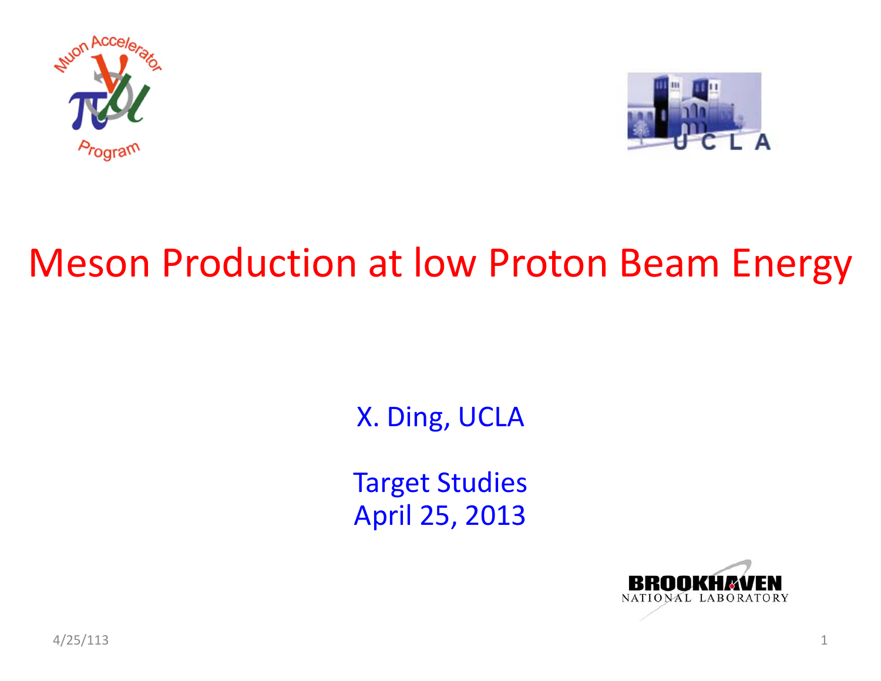# Meson Production at low Proton Beam Energy

X. Ding, UCLA

Target Studies
April 25, 2013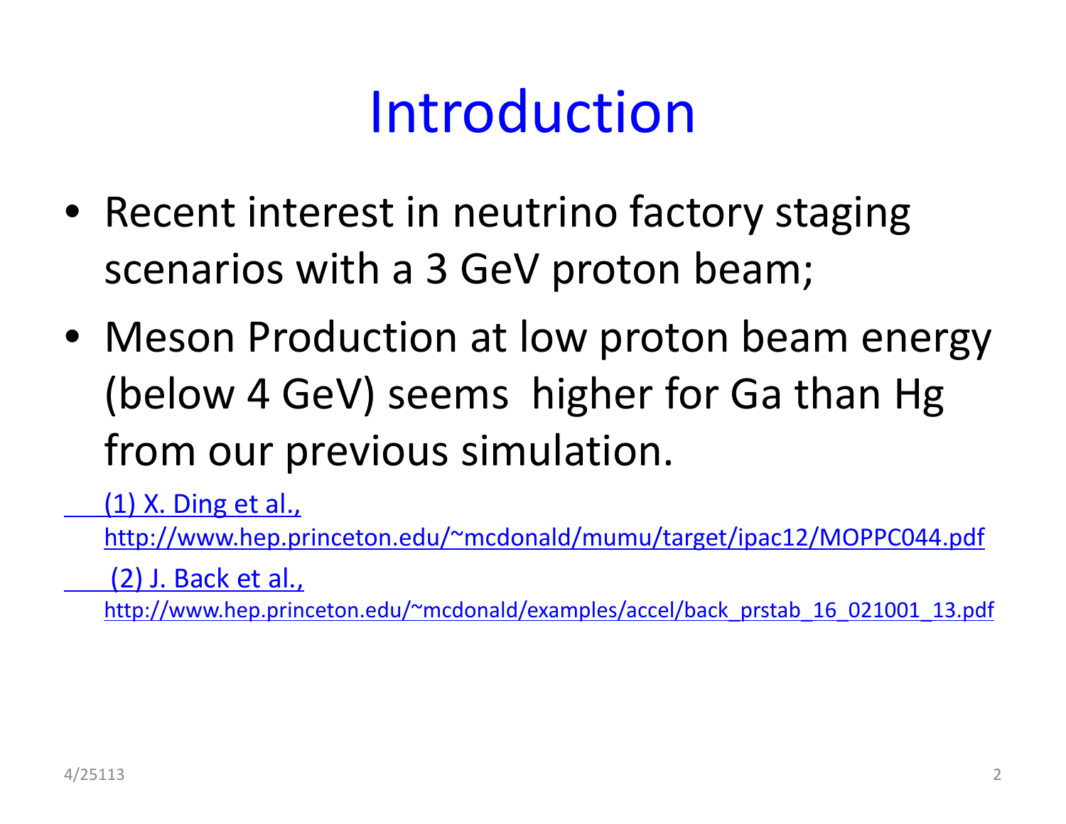# Introduction

- Recent interest in neutrino factory staging scenarios with a 3 GeV proton beam;
- Meson Production at low proton beam energy (below 4 GeV) seems higher for Ga than Hg from our previous simulation.

(1) X. Ding et al.,
http://www.hep.princeton.edu/~mcdonald/mumu/target/ipac12/MOPPC044.pdf

(2) J. Back et al.,
http://www.hep.princeton.edu/~mcdonald/examples/accel/back_prstab_16_021001_13.pdf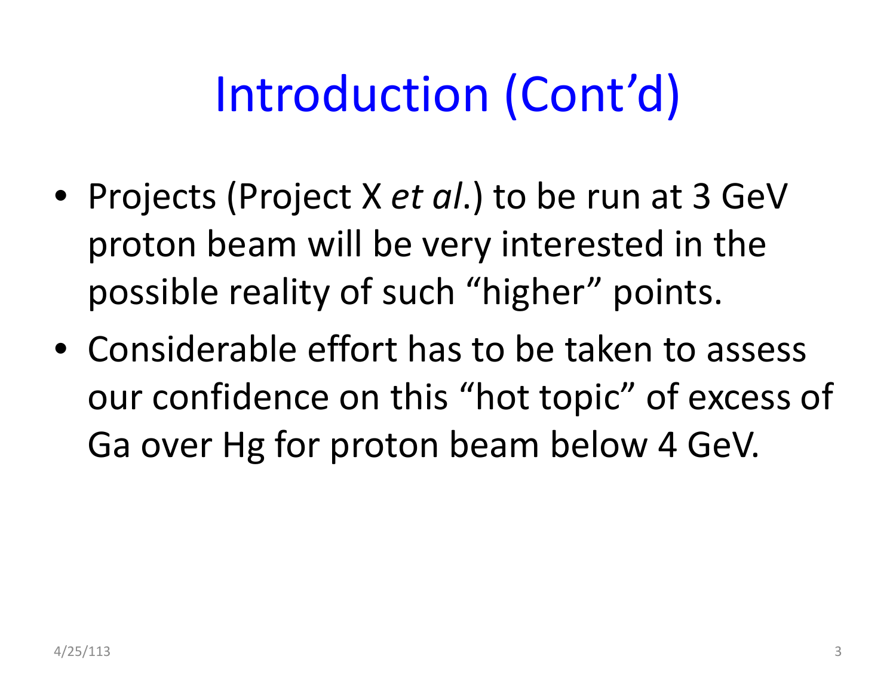# Introduction (Cont'd)

- Projects (Project X *et al*.) to be run at 3 GeV proton beam will be very interested in the possible reality of such "higher" points.
- Considerable effort has to be taken to assess our confidence on this "hot topic" of excess of Ga over Hg for proton beam below 4 GeV.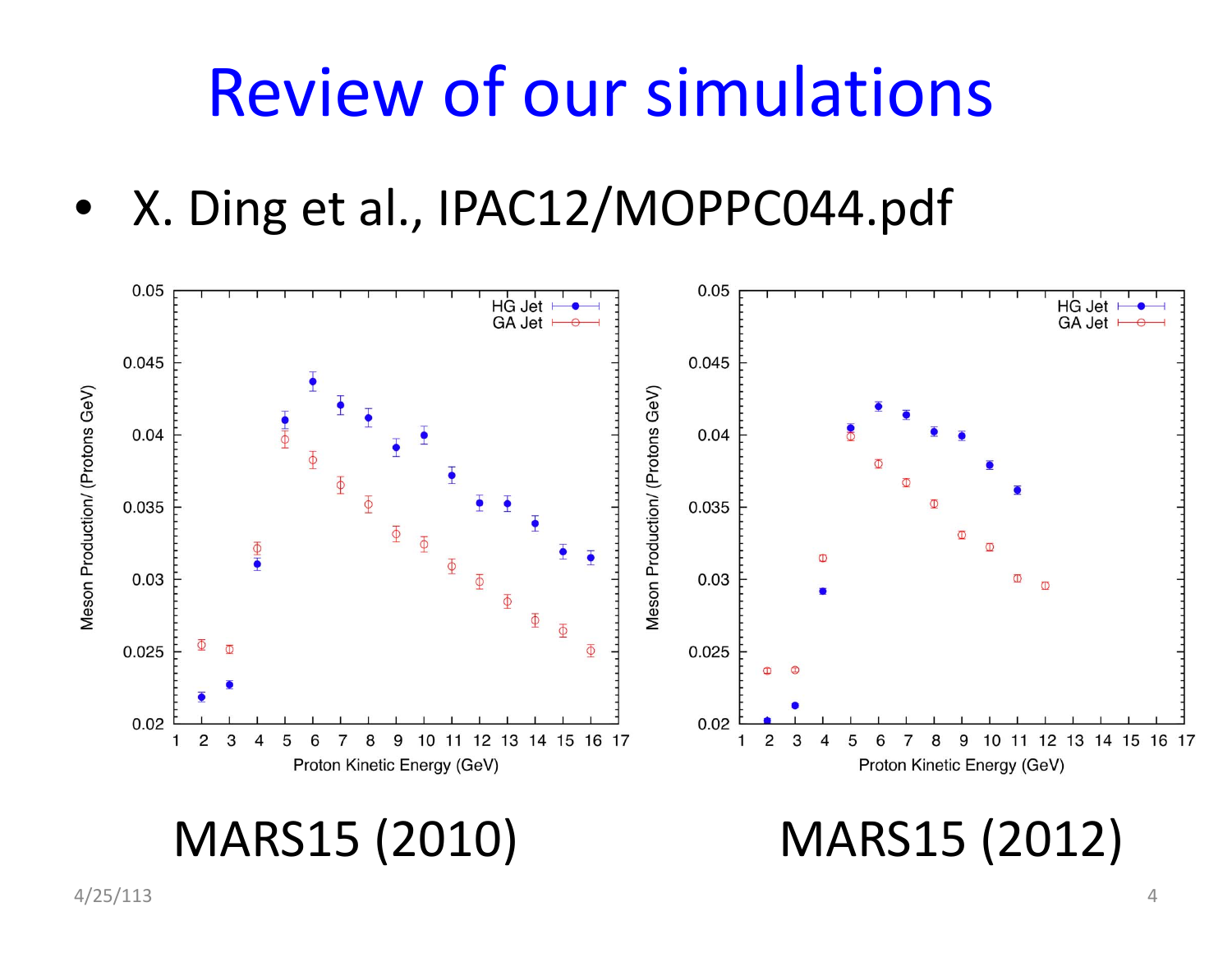# Review of our simulations

- X. Ding et al., IPAC12/MOPPC044.pdf

MARS15 (2010)

MARS15 (2012)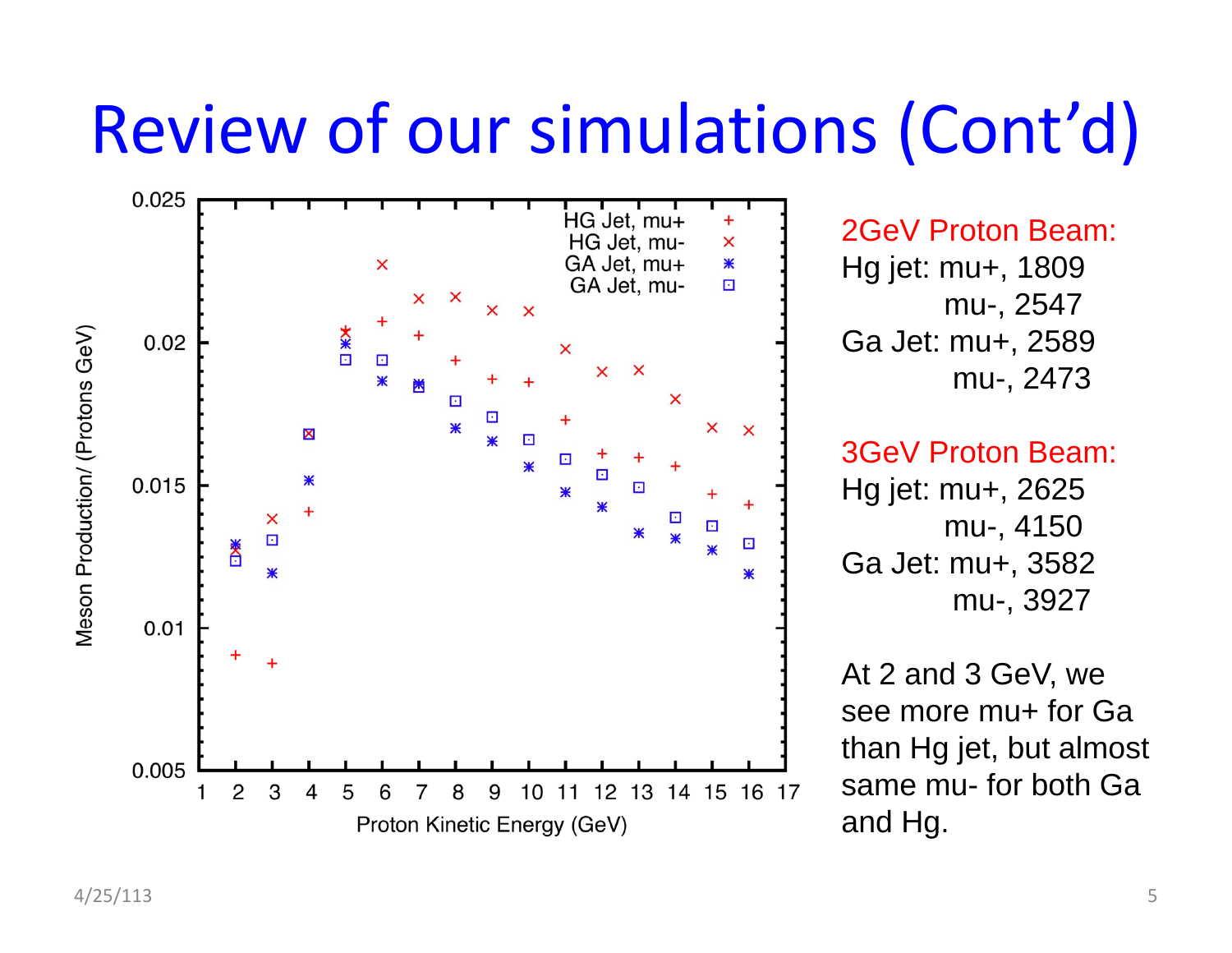# Review of our simulations (Cont'd)

2GeV Proton Beam:

Hg jet: mu+, 1809

mu-, 2547

Ga Jet: mu+, 2589

mu-, 2473

3GeV Proton Beam:

Hg jet: mu+, 2625

mu-, 4150

Ga Jet: mu+, 3582

mu-, 3927

At 2 and 3 GeV, we see more mu+ for Ga than Hg jet, but almost same mu- for both Ga and Hg.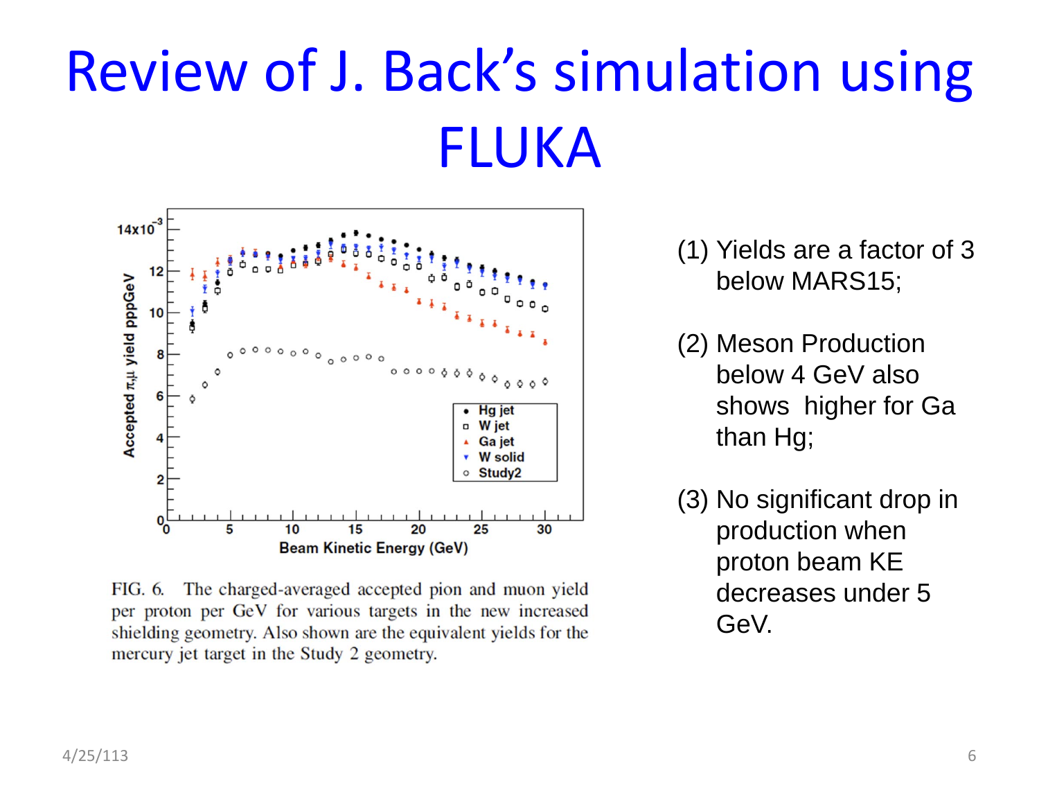# Review of J. Back's simulation using FLUKA

FIG. 6. The charged-averaged accepted pion and muon yield per proton per GeV for various targets in the new increased shielding geometry. Also shown are the equivalent yields for the mercury jet target in the Study 2 geometry.

(1) Yields are a factor of 3 below MARS15;

(2) Meson Production below 4 GeV also shows higher for Ga than Hg;

(3) No significant drop in production when proton beam KE decreases under 5 GeV.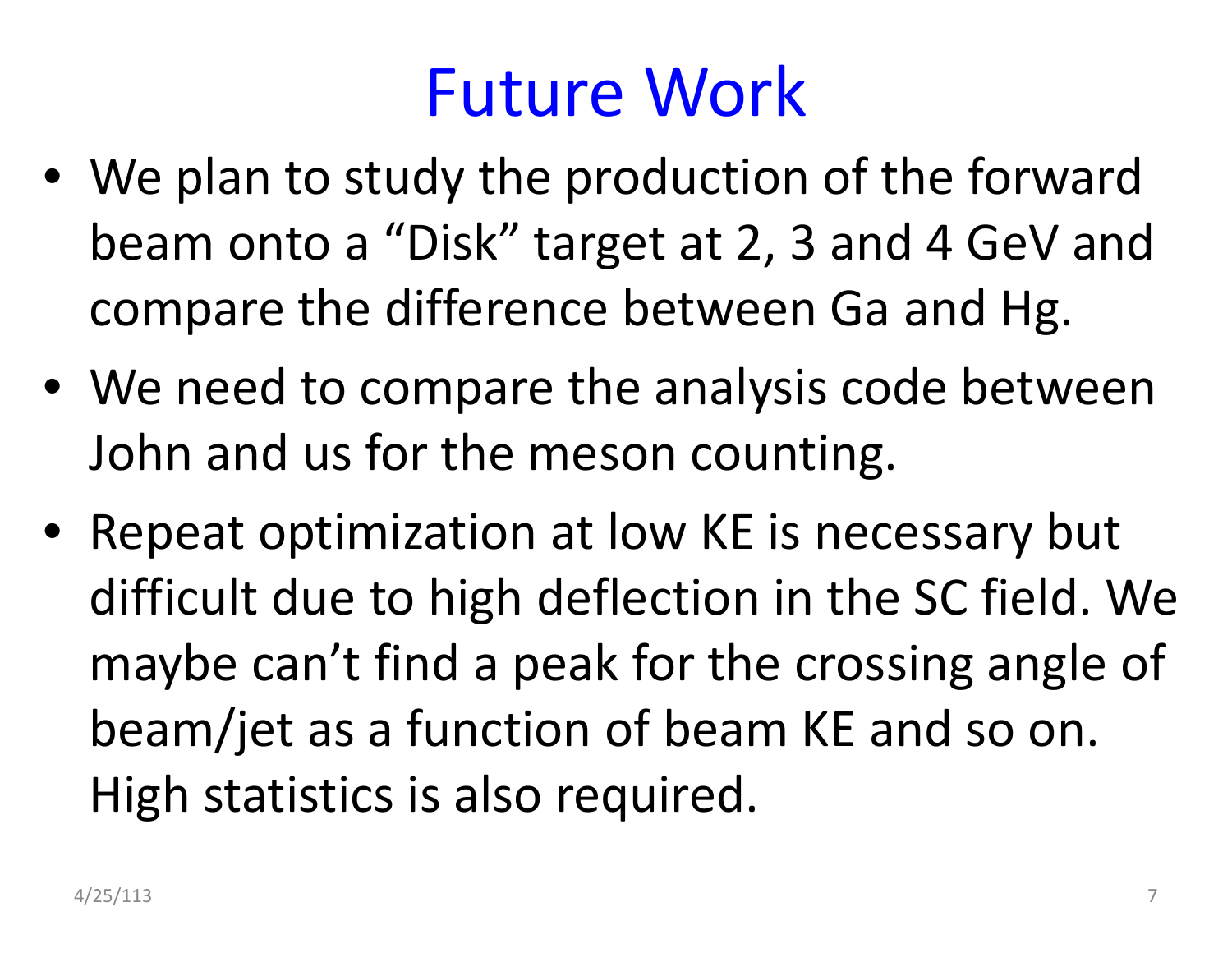# Future Work

- We plan to study the production of the forward beam onto a “Disk” target at 2, 3 and 4 GeV and compare the difference between Ga and Hg.
- We need to compare the analysis code between John and us for the meson counting.
- Repeat optimization at low KE is necessary but difficult due to high deflection in the SC field. We maybe can’t find a peak for the crossing angle of beam/jet as a function of beam KE and so on. High statistics is also required.